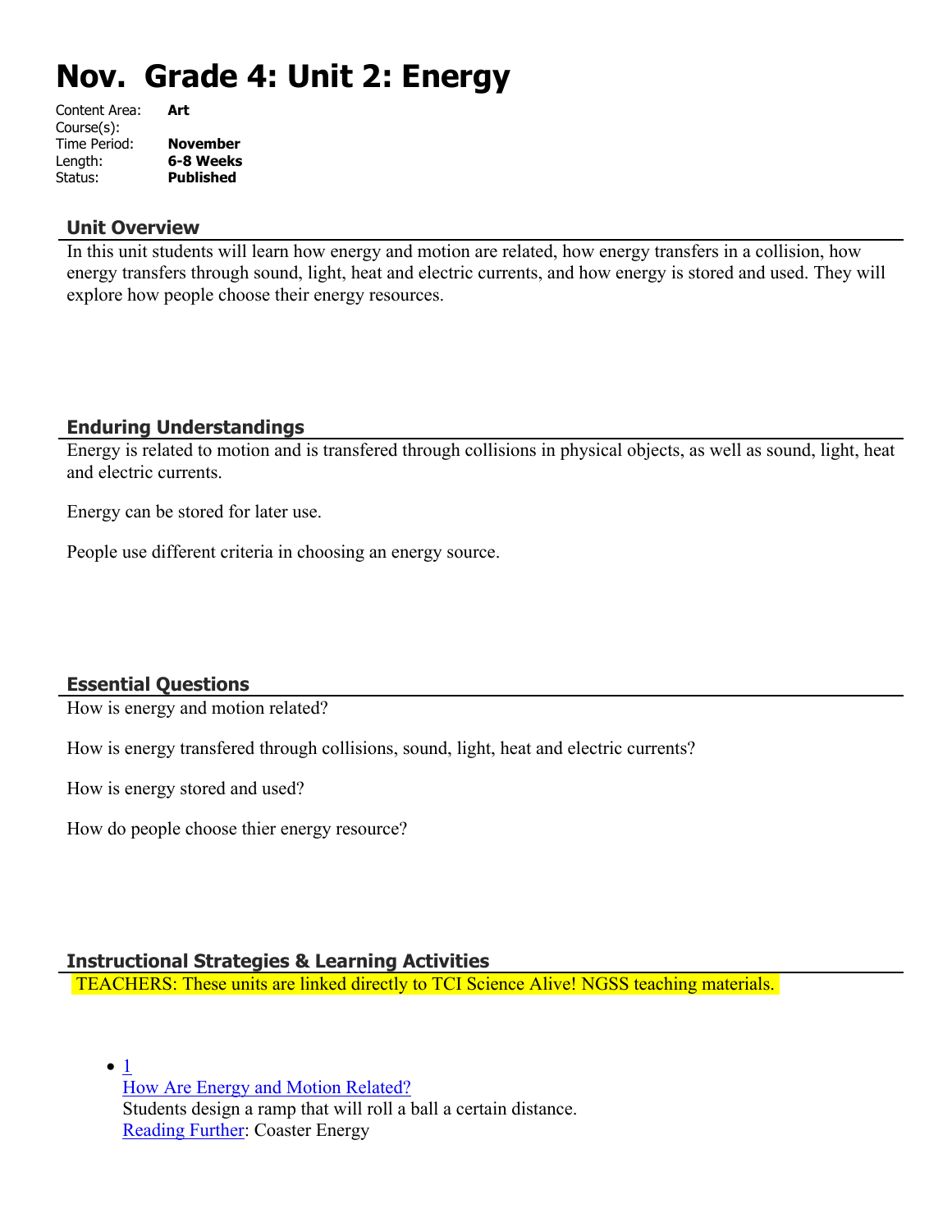# Nov. Grade 4: Unit 2: Energy

Content Area: **Art**
Course(s):
Time Period: **November**
Length: **6-8 Weeks**
Status: **Published**

## Unit Overview

In this unit students will learn how energy and motion are related, how energy transfers in a collision, how energy transfers through sound, light, heat and electric currents, and how energy is stored and used. They will explore how people choose their energy resources.

## Enduring Understandings

Energy is related to motion and is transfered through collisions in physical objects, as well as sound, light, heat and electric currents.

Energy can be stored for later use.

People use different criteria in choosing an energy source.

## Essential Questions

How is energy and motion related?

How is energy transfered through collisions, sound, light, heat and electric currents?

How is energy stored and used?

How do people choose thier energy resource?

## Instructional Strategies & Learning Activities

TEACHERS: These units are linked directly to TCI Science Alive! NGSS teaching materials.

- 1
  How Are Energy and Motion Related?
  Students design a ramp that will roll a ball a certain distance.
  Reading Further: Coaster Energy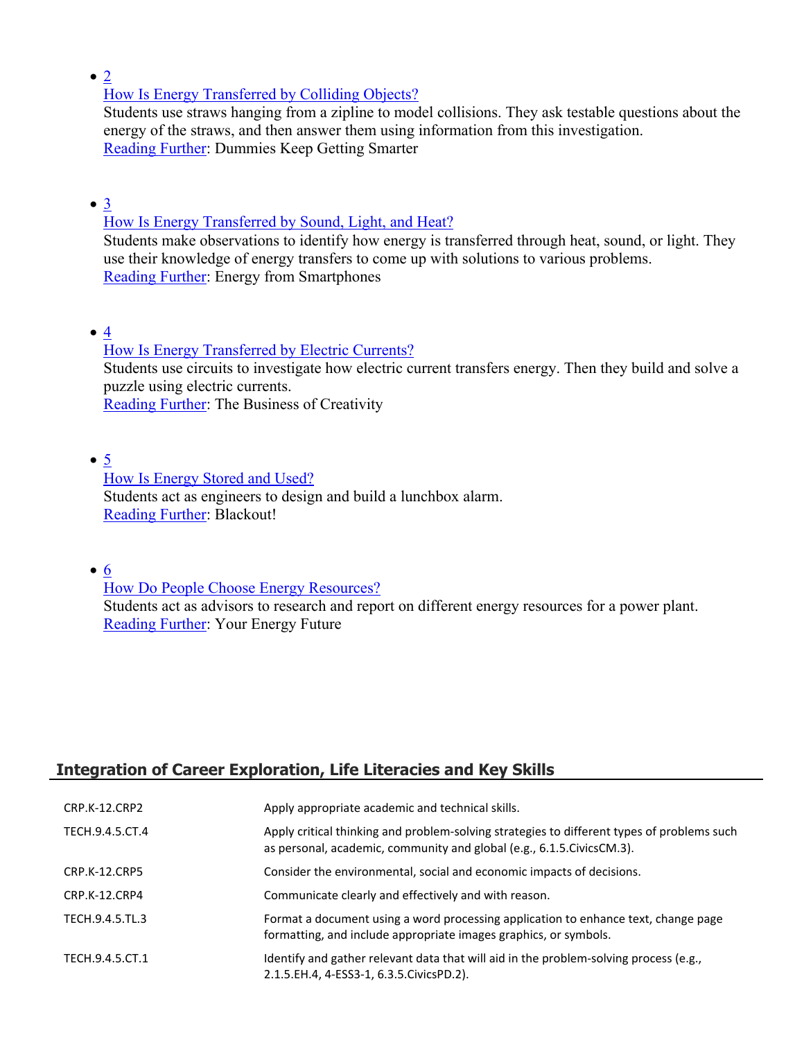- 2
  How Is Energy Transferred by Colliding Objects?
  Students use straws hanging from a zipline to model collisions. They ask testable questions about the energy of the straws, and then answer them using information from this investigation.
  Reading Further: Dummies Keep Getting Smarter

- 3
  How Is Energy Transferred by Sound, Light, and Heat?
  Students make observations to identify how energy is transferred through heat, sound, or light. They use their knowledge of energy transfers to come up with solutions to various problems.
  Reading Further: Energy from Smartphones

- 4
  How Is Energy Transferred by Electric Currents?
  Students use circuits to investigate how electric current transfers energy. Then they build and solve a puzzle using electric currents.
  Reading Further: The Business of Creativity

- 5
  How Is Energy Stored and Used?
  Students act as engineers to design and build a lunchbox alarm.
  Reading Further: Blackout!

- 6
  How Do People Choose Energy Resources?
  Students act as advisors to research and report on different energy resources for a power plant.
  Reading Further: Your Energy Future

## Integration of Career Exploration, Life Literacies and Key Skills

| | |
|---|---|
| CRP.K-12.CRP2 | Apply appropriate academic and technical skills. |
| TECH.9.4.5.CT.4 | Apply critical thinking and problem-solving strategies to different types of problems such as personal, academic, community and global (e.g., 6.1.5.CivicsCM.3). |
| CRP.K-12.CRP5 | Consider the environmental, social and economic impacts of decisions. |
| CRP.K-12.CRP4 | Communicate clearly and effectively and with reason. |
| TECH.9.4.5.TL.3 | Format a document using a word processing application to enhance text, change page formatting, and include appropriate images graphics, or symbols. |
| TECH.9.4.5.CT.1 | Identify and gather relevant data that will aid in the problem-solving process (e.g., 2.1.5.EH.4, 4-ESS3-1, 6.3.5.CivicsPD.2). |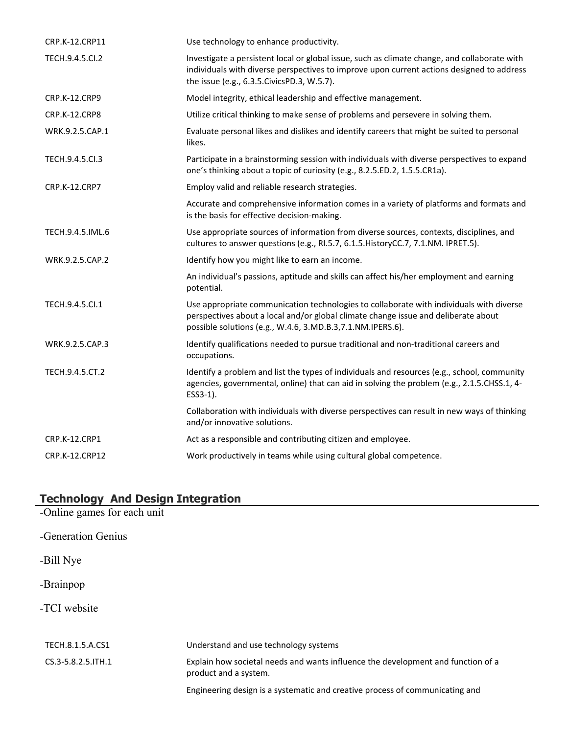| | |
|---|---|
| CRP.K-12.CRP11 | Use technology to enhance productivity. |
| TECH.9.4.5.CI.2 | Investigate a persistent local or global issue, such as climate change, and collaborate with individuals with diverse perspectives to improve upon current actions designed to address the issue (e.g., 6.3.5.CivicsPD.3, W.5.7). |
| CRP.K-12.CRP9 | Model integrity, ethical leadership and effective management. |
| CRP.K-12.CRP8 | Utilize critical thinking to make sense of problems and persevere in solving them. |
| WRK.9.2.5.CAP.1 | Evaluate personal likes and dislikes and identify careers that might be suited to personal likes. |
| TECH.9.4.5.CI.3 | Participate in a brainstorming session with individuals with diverse perspectives to expand one's thinking about a topic of curiosity (e.g., 8.2.5.ED.2, 1.5.5.CR1a). |
| CRP.K-12.CRP7 | Employ valid and reliable research strategies. |
| | Accurate and comprehensive information comes in a variety of platforms and formats and is the basis for effective decision-making. |
| TECH.9.4.5.IML.6 | Use appropriate sources of information from diverse sources, contexts, disciplines, and cultures to answer questions (e.g., RI.5.7, 6.1.5.HistoryCC.7, 7.1.NM. IPRET.5). |
| WRK.9.2.5.CAP.2 | Identify how you might like to earn an income. |
| | An individual's passions, aptitude and skills can affect his/her employment and earning potential. |
| TECH.9.4.5.CI.1 | Use appropriate communication technologies to collaborate with individuals with diverse perspectives about a local and/or global climate change issue and deliberate about possible solutions (e.g., W.4.6, 3.MD.B.3,7.1.NM.IPERS.6). |
| WRK.9.2.5.CAP.3 | Identify qualifications needed to pursue traditional and non-traditional careers and occupations. |
| TECH.9.4.5.CT.2 | Identify a problem and list the types of individuals and resources (e.g., school, community agencies, governmental, online) that can aid in solving the problem (e.g., 2.1.5.CHSS.1, 4-ESS3-1). |
| | Collaboration with individuals with diverse perspectives can result in new ways of thinking and/or innovative solutions. |
| CRP.K-12.CRP1 | Act as a responsible and contributing citizen and employee. |
| CRP.K-12.CRP12 | Work productively in teams while using cultural global competence. |

## Technology And Design Integration

-Online games for each unit

-Generation Genius

-Bill Nye

-Brainpop

-TCI website

| | |
|---|---|
| TECH.8.1.5.A.CS1 | Understand and use technology systems |
| CS.3-5.8.2.5.ITH.1 | Explain how societal needs and wants influence the development and function of a product and a system. |
| | Engineering design is a systematic and creative process of communicating and |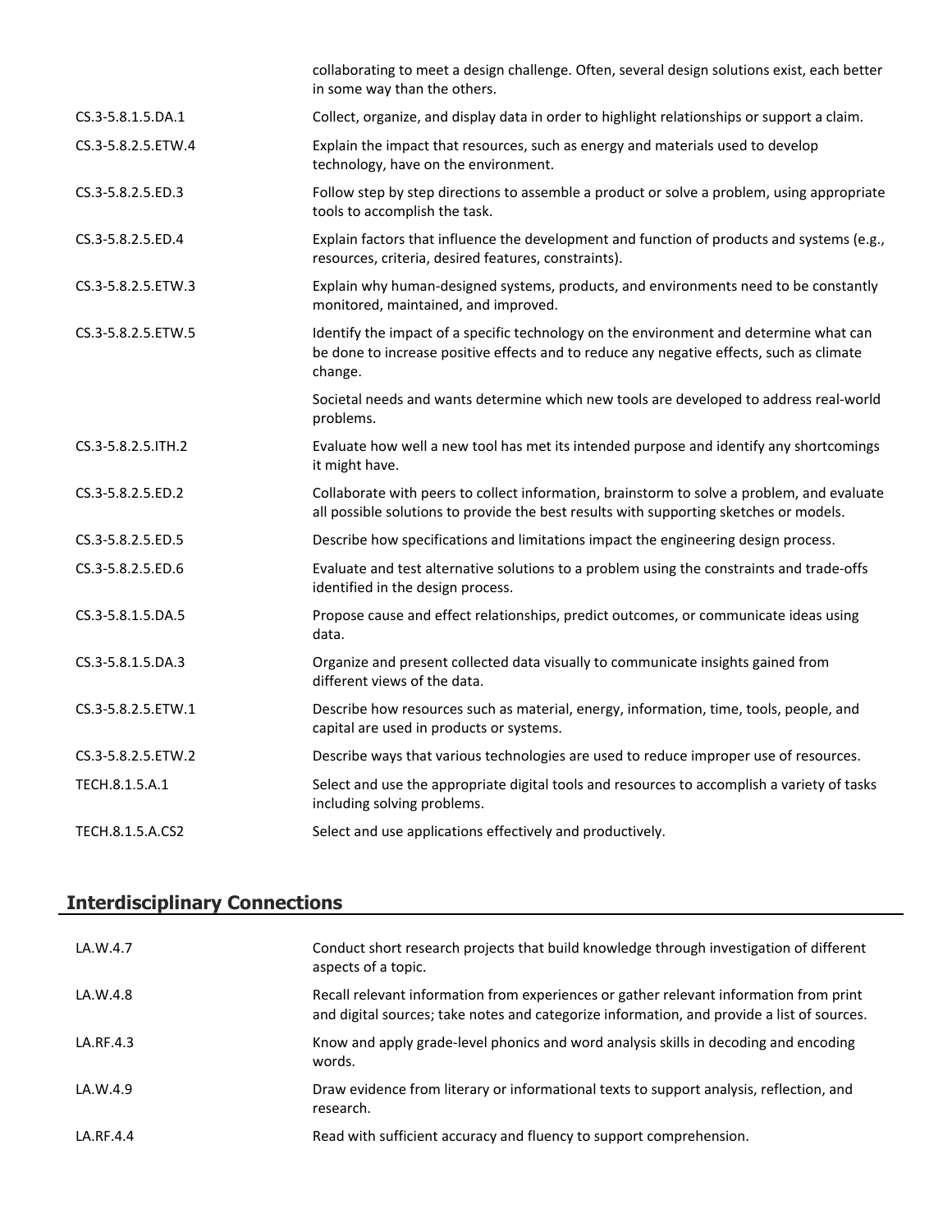| | |
|---|---|
| | collaborating to meet a design challenge. Often, several design solutions exist, each better in some way than the others. |
| CS.3-5.8.1.5.DA.1 | Collect, organize, and display data in order to highlight relationships or support a claim. |
| CS.3-5.8.2.5.ETW.4 | Explain the impact that resources, such as energy and materials used to develop technology, have on the environment. |
| CS.3-5.8.2.5.ED.3 | Follow step by step directions to assemble a product or solve a problem, using appropriate tools to accomplish the task. |
| CS.3-5.8.2.5.ED.4 | Explain factors that influence the development and function of products and systems (e.g., resources, criteria, desired features, constraints). |
| CS.3-5.8.2.5.ETW.3 | Explain why human-designed systems, products, and environments need to be constantly monitored, maintained, and improved. |
| CS.3-5.8.2.5.ETW.5 | Identify the impact of a specific technology on the environment and determine what can be done to increase positive effects and to reduce any negative effects, such as climate change. |
| | Societal needs and wants determine which new tools are developed to address real-world problems. |
| CS.3-5.8.2.5.ITH.2 | Evaluate how well a new tool has met its intended purpose and identify any shortcomings it might have. |
| CS.3-5.8.2.5.ED.2 | Collaborate with peers to collect information, brainstorm to solve a problem, and evaluate all possible solutions to provide the best results with supporting sketches or models. |
| CS.3-5.8.2.5.ED.5 | Describe how specifications and limitations impact the engineering design process. |
| CS.3-5.8.2.5.ED.6 | Evaluate and test alternative solutions to a problem using the constraints and trade-offs identified in the design process. |
| CS.3-5.8.1.5.DA.5 | Propose cause and effect relationships, predict outcomes, or communicate ideas using data. |
| CS.3-5.8.1.5.DA.3 | Organize and present collected data visually to communicate insights gained from different views of the data. |
| CS.3-5.8.2.5.ETW.1 | Describe how resources such as material, energy, information, time, tools, people, and capital are used in products or systems. |
| CS.3-5.8.2.5.ETW.2 | Describe ways that various technologies are used to reduce improper use of resources. |
| TECH.8.1.5.A.1 | Select and use the appropriate digital tools and resources to accomplish a variety of tasks including solving problems. |
| TECH.8.1.5.A.CS2 | Select and use applications effectively and productively. |

## Interdisciplinary Connections

| | |
|---|---|
| LA.W.4.7 | Conduct short research projects that build knowledge through investigation of different aspects of a topic. |
| LA.W.4.8 | Recall relevant information from experiences or gather relevant information from print and digital sources; take notes and categorize information, and provide a list of sources. |
| LA.RF.4.3 | Know and apply grade-level phonics and word analysis skills in decoding and encoding words. |
| LA.W.4.9 | Draw evidence from literary or informational texts to support analysis, reflection, and research. |
| LA.RF.4.4 | Read with sufficient accuracy and fluency to support comprehension. |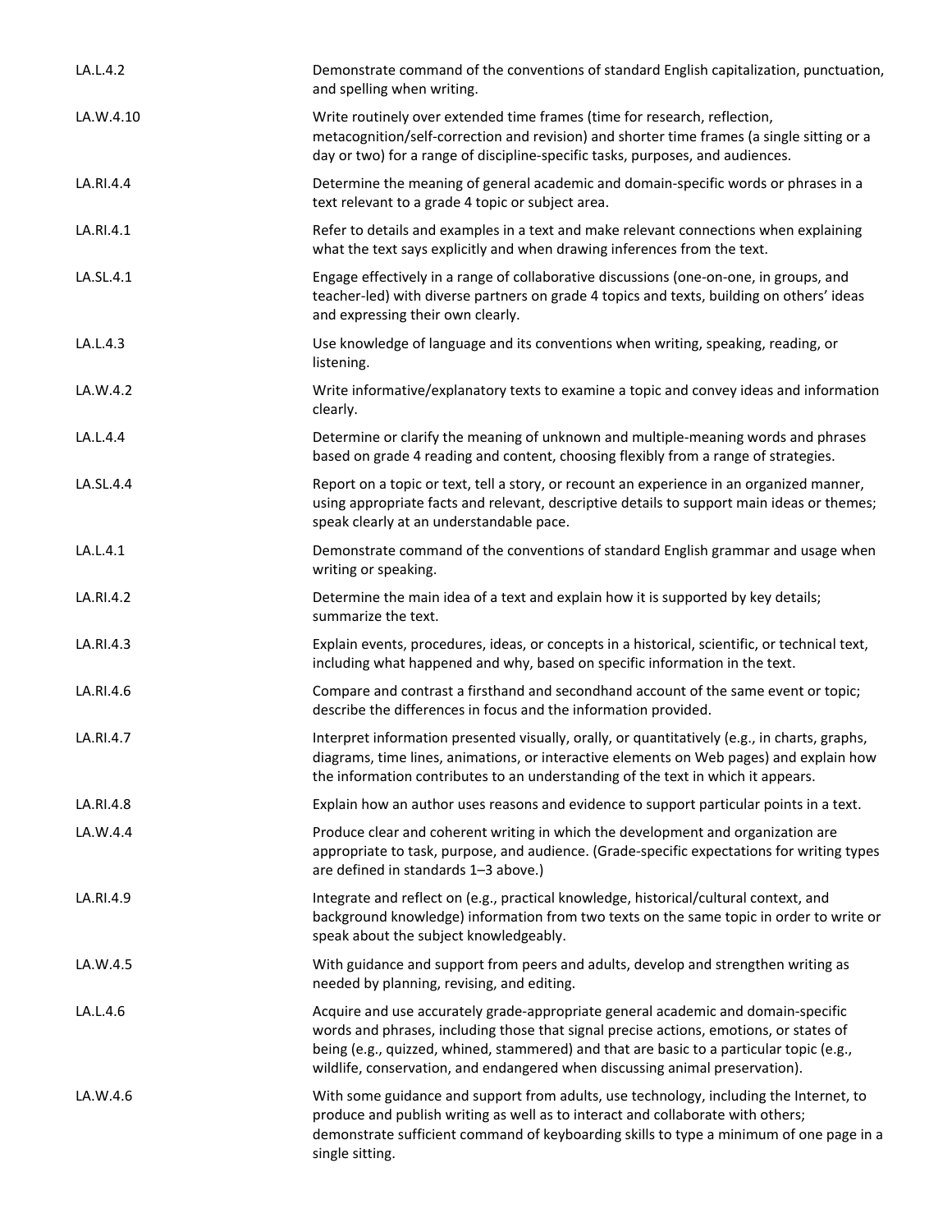| | |
|---|---|
| LA.L.4.2 | Demonstrate command of the conventions of standard English capitalization, punctuation, and spelling when writing. |
| LA.W.4.10 | Write routinely over extended time frames (time for research, reflection, metacognition/self-correction and revision) and shorter time frames (a single sitting or a day or two) for a range of discipline-specific tasks, purposes, and audiences. |
| LA.RI.4.4 | Determine the meaning of general academic and domain-specific words or phrases in a text relevant to a grade 4 topic or subject area. |
| LA.RI.4.1 | Refer to details and examples in a text and make relevant connections when explaining what the text says explicitly and when drawing inferences from the text. |
| LA.SL.4.1 | Engage effectively in a range of collaborative discussions (one-on-one, in groups, and teacher-led) with diverse partners on grade 4 topics and texts, building on others' ideas and expressing their own clearly. |
| LA.L.4.3 | Use knowledge of language and its conventions when writing, speaking, reading, or listening. |
| LA.W.4.2 | Write informative/explanatory texts to examine a topic and convey ideas and information clearly. |
| LA.L.4.4 | Determine or clarify the meaning of unknown and multiple-meaning words and phrases based on grade 4 reading and content, choosing flexibly from a range of strategies. |
| LA.SL.4.4 | Report on a topic or text, tell a story, or recount an experience in an organized manner, using appropriate facts and relevant, descriptive details to support main ideas or themes; speak clearly at an understandable pace. |
| LA.L.4.1 | Demonstrate command of the conventions of standard English grammar and usage when writing or speaking. |
| LA.RI.4.2 | Determine the main idea of a text and explain how it is supported by key details; summarize the text. |
| LA.RI.4.3 | Explain events, procedures, ideas, or concepts in a historical, scientific, or technical text, including what happened and why, based on specific information in the text. |
| LA.RI.4.6 | Compare and contrast a firsthand and secondhand account of the same event or topic; describe the differences in focus and the information provided. |
| LA.RI.4.7 | Interpret information presented visually, orally, or quantitatively (e.g., in charts, graphs, diagrams, time lines, animations, or interactive elements on Web pages) and explain how the information contributes to an understanding of the text in which it appears. |
| LA.RI.4.8 | Explain how an author uses reasons and evidence to support particular points in a text. |
| LA.W.4.4 | Produce clear and coherent writing in which the development and organization are appropriate to task, purpose, and audience. (Grade-specific expectations for writing types are defined in standards 1–3 above.) |
| LA.RI.4.9 | Integrate and reflect on (e.g., practical knowledge, historical/cultural context, and background knowledge) information from two texts on the same topic in order to write or speak about the subject knowledgeably. |
| LA.W.4.5 | With guidance and support from peers and adults, develop and strengthen writing as needed by planning, revising, and editing. |
| LA.L.4.6 | Acquire and use accurately grade-appropriate general academic and domain-specific words and phrases, including those that signal precise actions, emotions, or states of being (e.g., quizzed, whined, stammered) and that are basic to a particular topic (e.g., wildlife, conservation, and endangered when discussing animal preservation). |
| LA.W.4.6 | With some guidance and support from adults, use technology, including the Internet, to produce and publish writing as well as to interact and collaborate with others; demonstrate sufficient command of keyboarding skills to type a minimum of one page in a single sitting. |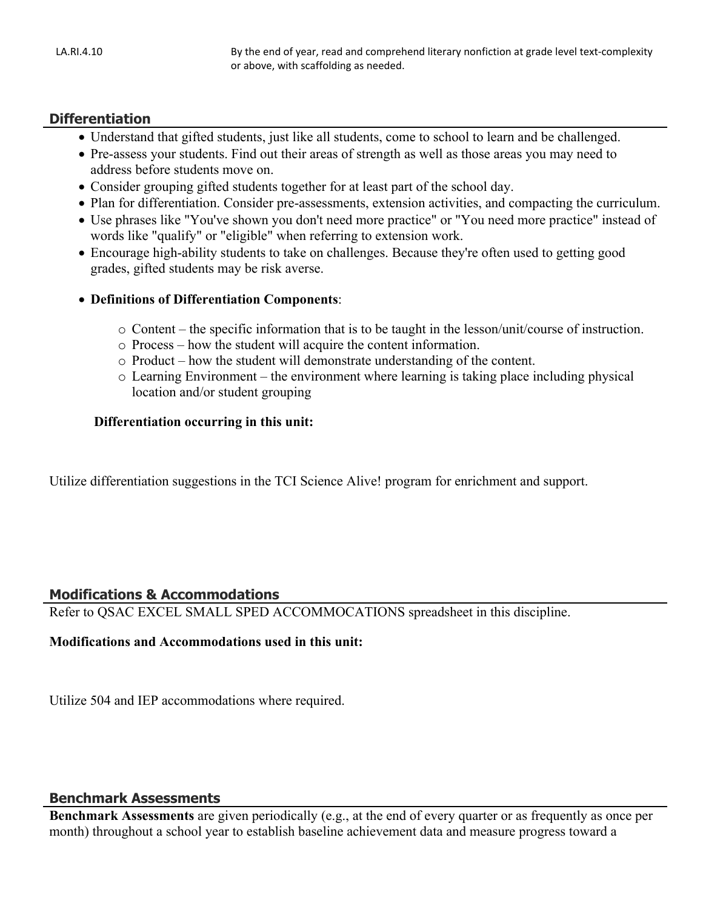| LA.RI.4.10 | By the end of year, read and comprehend literary nonfiction at grade level text-complexity or above, with scaffolding as needed. |
|---|---|

## Differentiation

- Understand that gifted students, just like all students, come to school to learn and be challenged.
- Pre-assess your students. Find out their areas of strength as well as those areas you may need to address before students move on.
- Consider grouping gifted students together for at least part of the school day.
- Plan for differentiation. Consider pre-assessments, extension activities, and compacting the curriculum.
- Use phrases like "You've shown you don't need more practice" or "You need more practice" instead of words like "qualify" or "eligible" when referring to extension work.
- Encourage high-ability students to take on challenges. Because they're often used to getting good grades, gifted students may be risk averse.

- **Definitions of Differentiation Components**:
    - Content – the specific information that is to be taught in the lesson/unit/course of instruction.
    - Process – how the student will acquire the content information.
    - Product – how the student will demonstrate understanding of the content.
    - Learning Environment – the environment where learning is taking place including physical location and/or student grouping

**Differentiation occurring in this unit:**

Utilize differentiation suggestions in the TCI Science Alive! program for enrichment and support.

## Modifications & Accommodations

Refer to QSAC EXCEL SMALL SPED ACCOMMOCATIONS spreadsheet in this discipline.

**Modifications and Accommodations used in this unit:**

Utilize 504 and IEP accommodations where required.

## Benchmark Assessments

**Benchmark Assessments** are given periodically (e.g., at the end of every quarter or as frequently as once per month) throughout a school year to establish baseline achievement data and measure progress toward a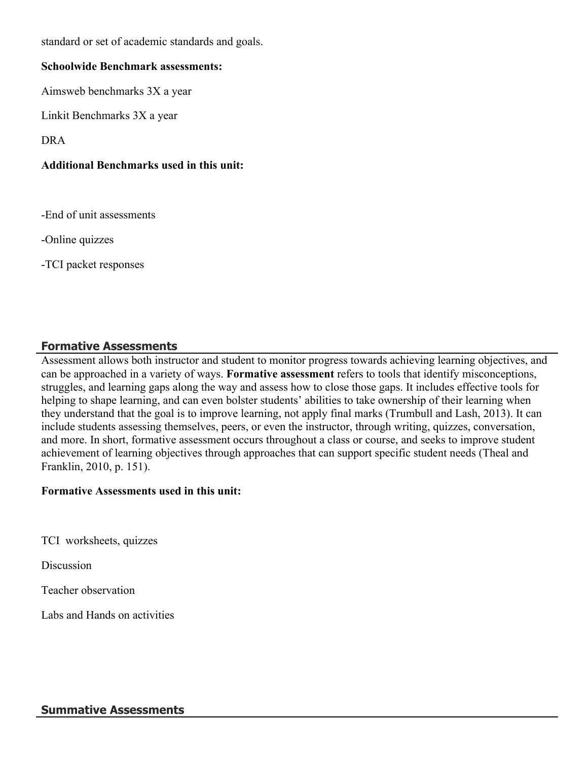standard or set of academic standards and goals.

**Schoolwide Benchmark assessments:**

Aimsweb benchmarks 3X a year

Linkit Benchmarks 3X a year

DRA

**Additional Benchmarks used in this unit:**

-End of unit assessments

-Online quizzes

-TCI packet responses

## Formative Assessments

Assessment allows both instructor and student to monitor progress towards achieving learning objectives, and can be approached in a variety of ways. **Formative assessment** refers to tools that identify misconceptions, struggles, and learning gaps along the way and assess how to close those gaps. It includes effective tools for helping to shape learning, and can even bolster students' abilities to take ownership of their learning when they understand that the goal is to improve learning, not apply final marks (Trumbull and Lash, 2013). It can include students assessing themselves, peers, or even the instructor, through writing, quizzes, conversation, and more. In short, formative assessment occurs throughout a class or course, and seeks to improve student achievement of learning objectives through approaches that can support specific student needs (Theal and Franklin, 2010, p. 151).

**Formative Assessments used in this unit:**

TCI worksheets, quizzes

Discussion

Teacher observation

Labs and Hands on activities

## Summative Assessments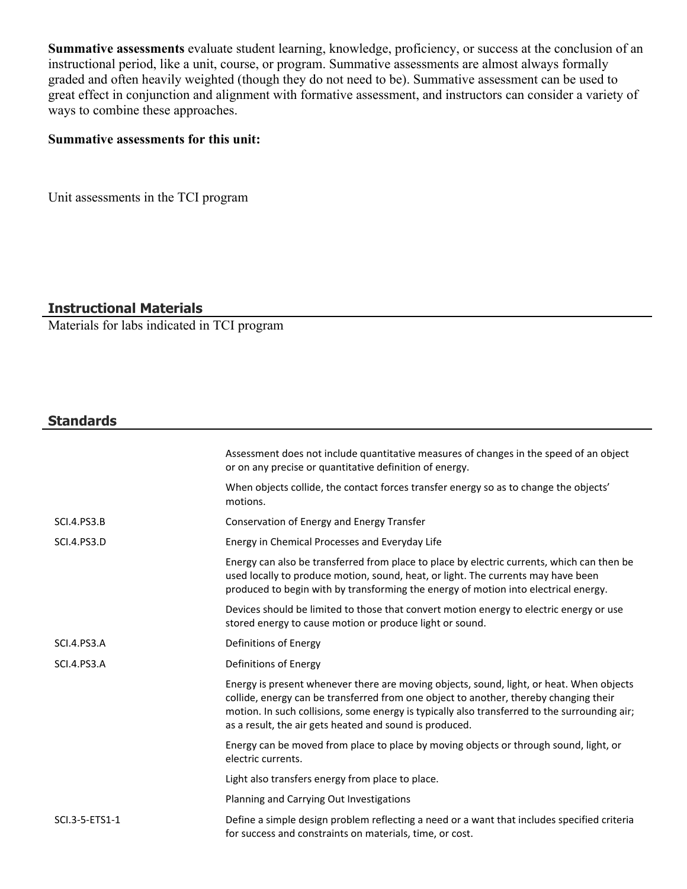**Summative assessments** evaluate student learning, knowledge, proficiency, or success at the conclusion of an instructional period, like a unit, course, or program. Summative assessments are almost always formally graded and often heavily weighted (though they do not need to be). Summative assessment can be used to great effect in conjunction and alignment with formative assessment, and instructors can consider a variety of ways to combine these approaches.

**Summative assessments for this unit:**

Unit assessments in the TCI program

## Instructional Materials

Materials for labs indicated in TCI program

## Standards

| | |
|---|---|
| | Assessment does not include quantitative measures of changes in the speed of an object or on any precise or quantitative definition of energy. |
| | When objects collide, the contact forces transfer energy so as to change the objects' motions. |
| SCI.4.PS3.B | Conservation of Energy and Energy Transfer |
| SCI.4.PS3.D | Energy in Chemical Processes and Everyday Life |
| | Energy can also be transferred from place to place by electric currents, which can then be used locally to produce motion, sound, heat, or light. The currents may have been produced to begin with by transforming the energy of motion into electrical energy. |
| | Devices should be limited to those that convert motion energy to electric energy or use stored energy to cause motion or produce light or sound. |
| SCI.4.PS3.A | Definitions of Energy |
| SCI.4.PS3.A | Definitions of Energy |
| | Energy is present whenever there are moving objects, sound, light, or heat. When objects collide, energy can be transferred from one object to another, thereby changing their motion. In such collisions, some energy is typically also transferred to the surrounding air; as a result, the air gets heated and sound is produced. |
| | Energy can be moved from place to place by moving objects or through sound, light, or electric currents. |
| | Light also transfers energy from place to place. |
| | Planning and Carrying Out Investigations |
| SCI.3-5-ETS1-1 | Define a simple design problem reflecting a need or a want that includes specified criteria for success and constraints on materials, time, or cost. |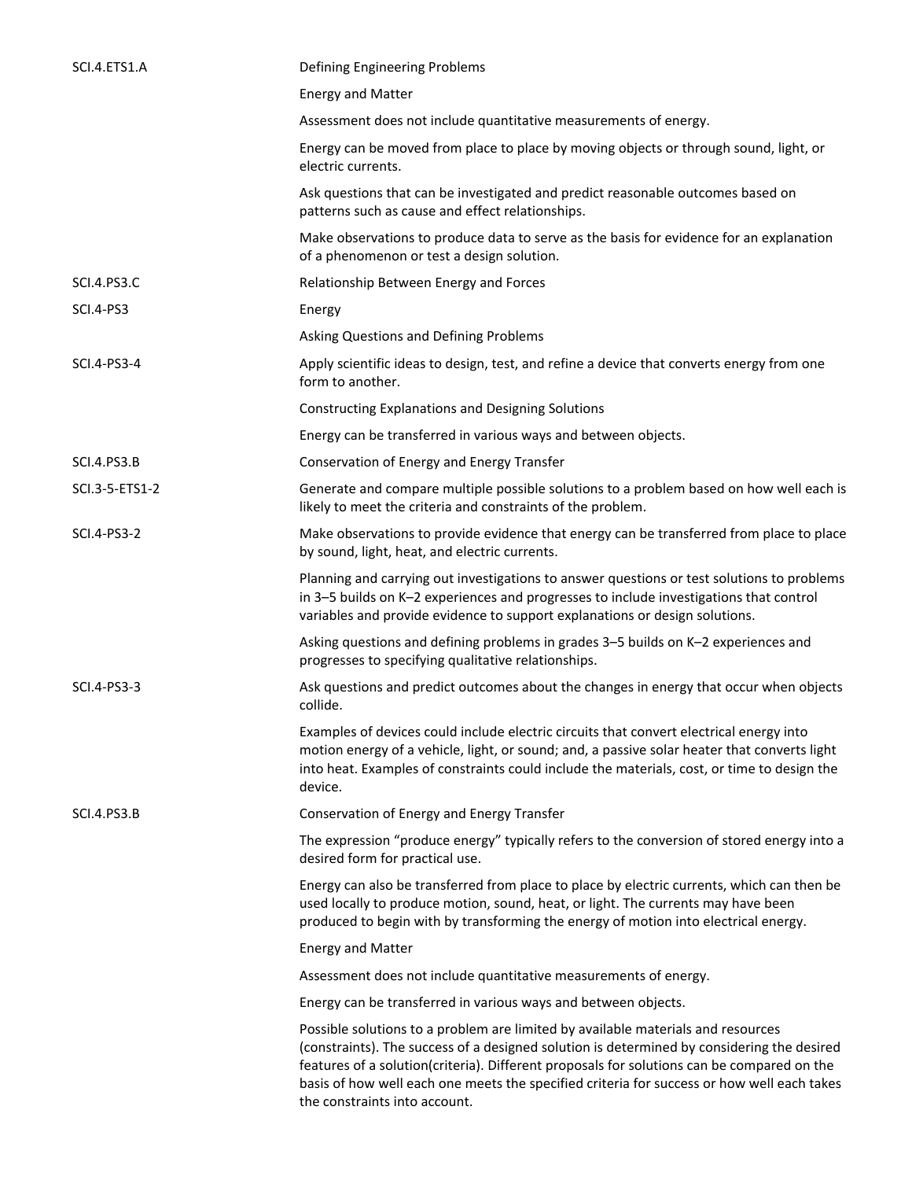| | |
|---|---|
| SCI.4.ETS1.A | Defining Engineering Problems |
| | Energy and Matter |
| | Assessment does not include quantitative measurements of energy. |
| | Energy can be moved from place to place by moving objects or through sound, light, or electric currents. |
| | Ask questions that can be investigated and predict reasonable outcomes based on patterns such as cause and effect relationships. |
| | Make observations to produce data to serve as the basis for evidence for an explanation of a phenomenon or test a design solution. |
| SCI.4.PS3.C | Relationship Between Energy and Forces |
| SCI.4-PS3 | Energy |
| | Asking Questions and Defining Problems |
| SCI.4-PS3-4 | Apply scientific ideas to design, test, and refine a device that converts energy from one form to another. |
| | Constructing Explanations and Designing Solutions |
| | Energy can be transferred in various ways and between objects. |
| SCI.4.PS3.B | Conservation of Energy and Energy Transfer |
| SCI.3-5-ETS1-2 | Generate and compare multiple possible solutions to a problem based on how well each is likely to meet the criteria and constraints of the problem. |
| SCI.4-PS3-2 | Make observations to provide evidence that energy can be transferred from place to place by sound, light, heat, and electric currents. |
| | Planning and carrying out investigations to answer questions or test solutions to problems in 3–5 builds on K–2 experiences and progresses to include investigations that control variables and provide evidence to support explanations or design solutions. |
| | Asking questions and defining problems in grades 3–5 builds on K–2 experiences and progresses to specifying qualitative relationships. |
| SCI.4-PS3-3 | Ask questions and predict outcomes about the changes in energy that occur when objects collide. |
| | Examples of devices could include electric circuits that convert electrical energy into motion energy of a vehicle, light, or sound; and, a passive solar heater that converts light into heat. Examples of constraints could include the materials, cost, or time to design the device. |
| SCI.4.PS3.B | Conservation of Energy and Energy Transfer |
| | The expression "produce energy" typically refers to the conversion of stored energy into a desired form for practical use. |
| | Energy can also be transferred from place to place by electric currents, which can then be used locally to produce motion, sound, heat, or light. The currents may have been produced to begin with by transforming the energy of motion into electrical energy. |
| | Energy and Matter |
| | Assessment does not include quantitative measurements of energy. |
| | Energy can be transferred in various ways and between objects. |
| | Possible solutions to a problem are limited by available materials and resources (constraints). The success of a designed solution is determined by considering the desired features of a solution(criteria). Different proposals for solutions can be compared on the basis of how well each one meets the specified criteria for success or how well each takes the constraints into account. |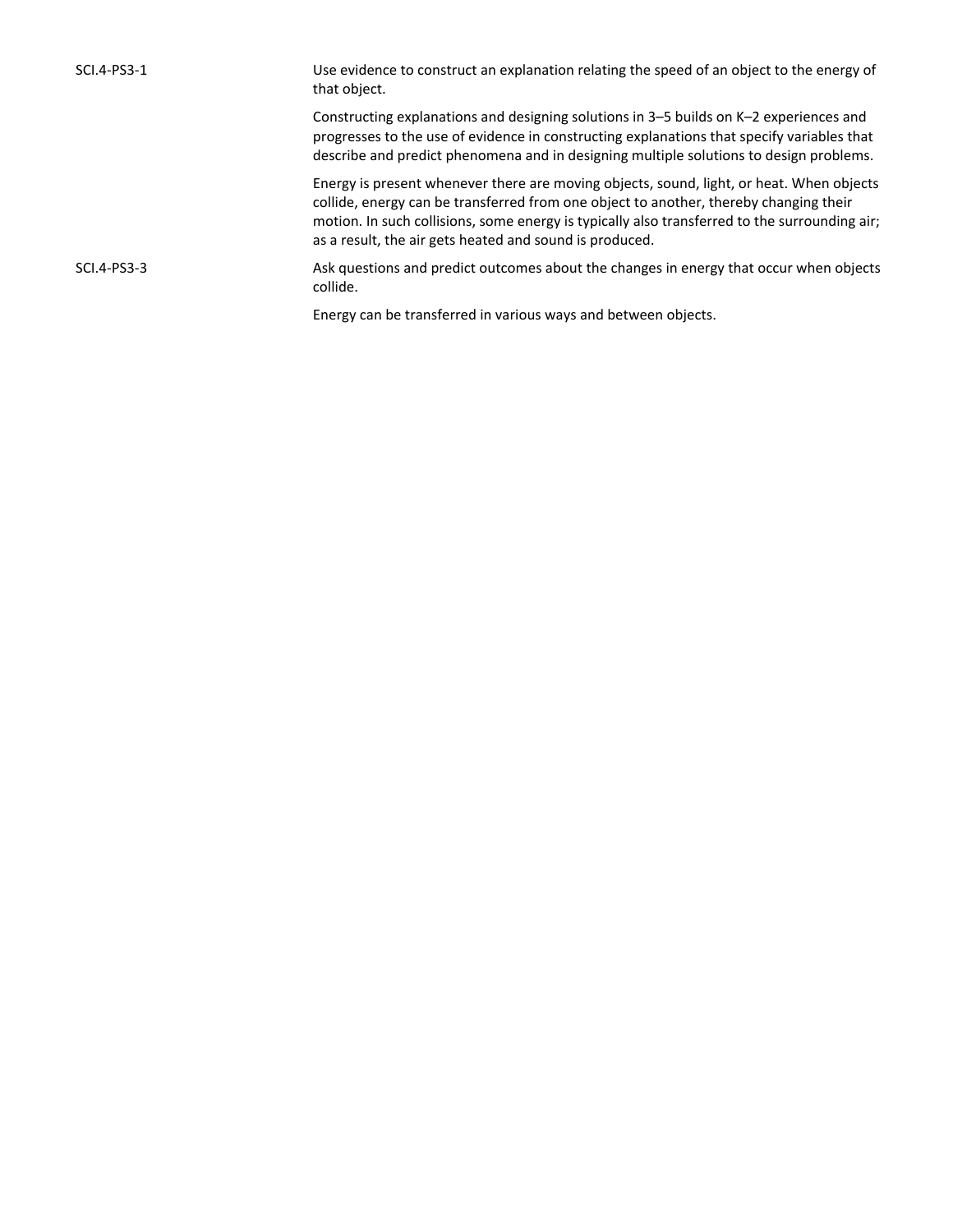| | |
|---|---|
| SCI.4-PS3-1 | Use evidence to construct an explanation relating the speed of an object to the energy of that object. |
| | Constructing explanations and designing solutions in 3–5 builds on K–2 experiences and progresses to the use of evidence in constructing explanations that specify variables that describe and predict phenomena and in designing multiple solutions to design problems. |
| | Energy is present whenever there are moving objects, sound, light, or heat. When objects collide, energy can be transferred from one object to another, thereby changing their motion. In such collisions, some energy is typically also transferred to the surrounding air; as a result, the air gets heated and sound is produced. |
| SCI.4-PS3-3 | Ask questions and predict outcomes about the changes in energy that occur when objects collide. |
| | Energy can be transferred in various ways and between objects. |